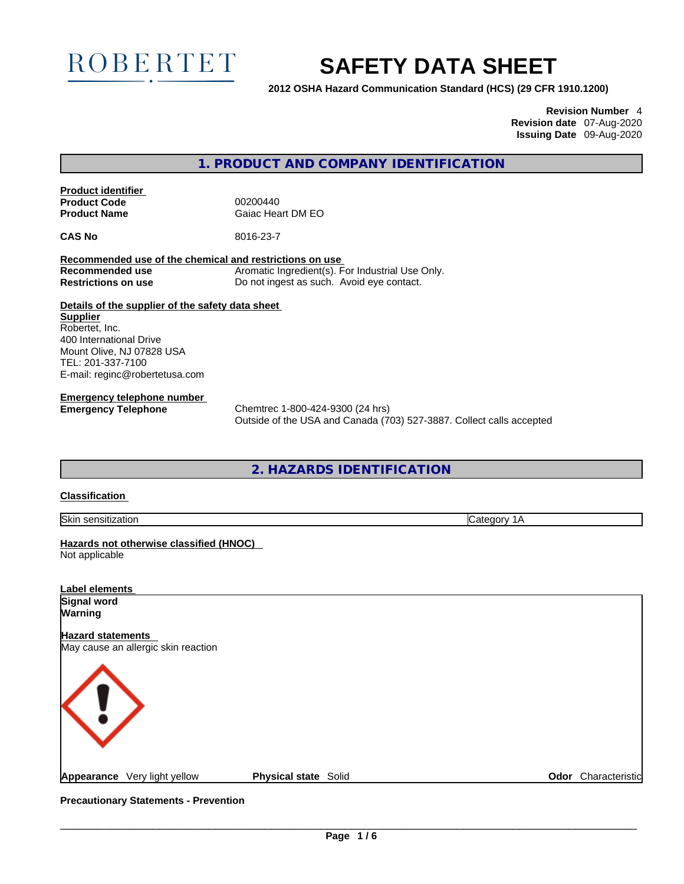ROBERTET

# SAFETY DATA SHEET

**2012 OSHA Hazard Communication Standard (HCS) (29 CFR 1910.1200)**

**Revision Number** 4
**Revision date** 07-Aug-2020
**Issuing Date** 09-Aug-2020

## 1. PRODUCT AND COMPANY IDENTIFICATION

**Product identifier**

**Product Code** 00200440
**Product Name** Gaiac Heart DM EO

**CAS No** 8016-23-7

**Recommended use of the chemical and restrictions on use**

**Recommended use** Aromatic Ingredient(s). For Industrial Use Only.
**Restrictions on use** Do not ingest as such. Avoid eye contact.

**Details of the supplier of the safety data sheet**

**Supplier**
Robertet, Inc.
400 International Drive
Mount Olive, NJ 07828 USA
TEL: 201-337-7100
E-mail: reginc@robertetusa.com

**Emergency telephone number**

**Emergency Telephone** Chemtrec 1-800-424-9300 (24 hrs)
Outside of the USA and Canada (703) 527-3887. Collect calls accepted

## 2. HAZARDS IDENTIFICATION

**Classification**

| Skin sensitization | Category 1A |
|---|---|

**Hazards not otherwise classified (HNOC)**
Not applicable

**Label elements**

**Signal word**
**Warning**

**Hazard statements**
May cause an allergic skin reaction

**Appearance** Very light yellow **Physical state** Solid **Odor** Characteristic

**Precautionary Statements - Prevention**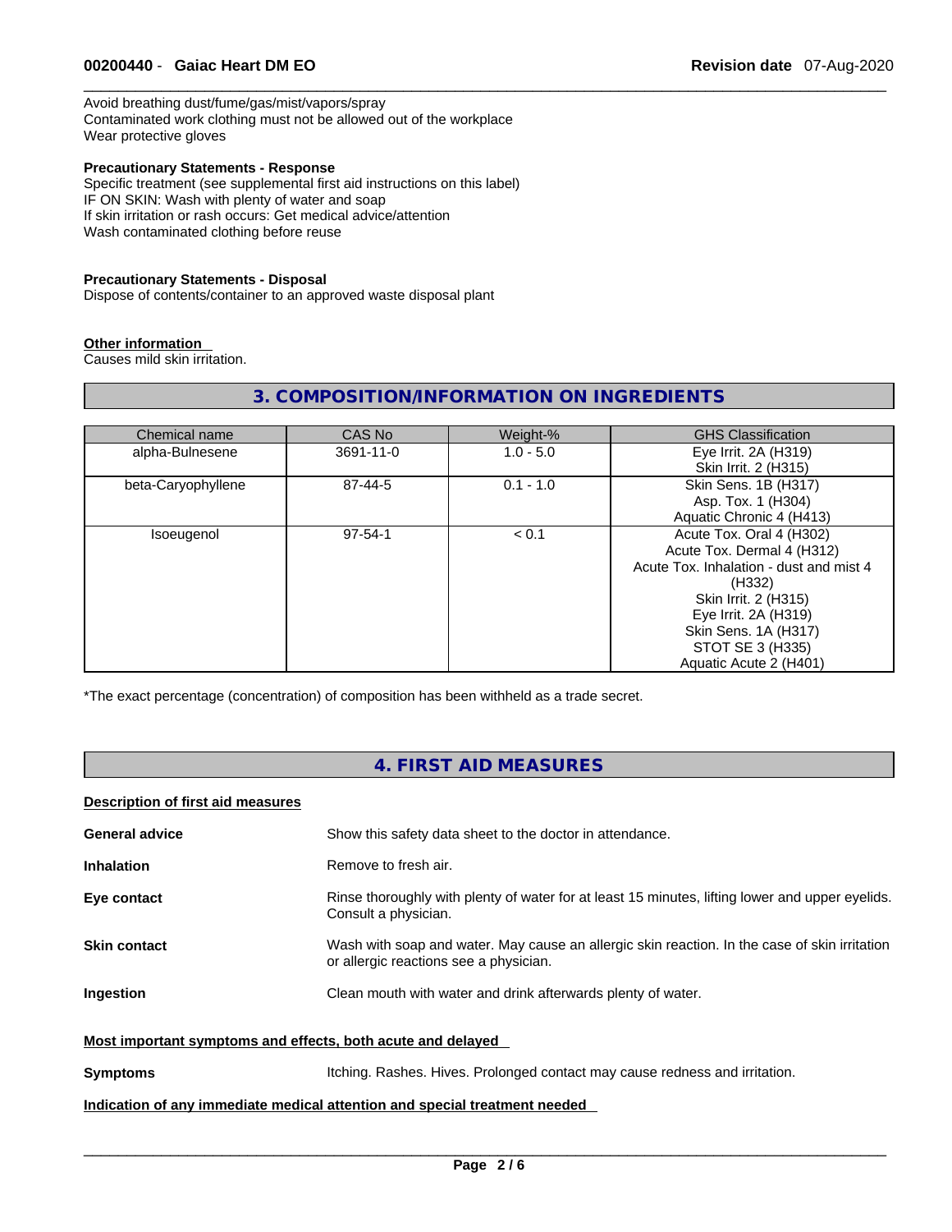Avoid breathing dust/fume/gas/mist/vapors/spray
Contaminated work clothing must not be allowed out of the workplace
Wear protective gloves

**Precautionary Statements - Response**
Specific treatment (see supplemental first aid instructions on this label)
IF ON SKIN: Wash with plenty of water and soap
If skin irritation or rash occurs: Get medical advice/attention
Wash contaminated clothing before reuse

**Precautionary Statements - Disposal**
Dispose of contents/container to an approved waste disposal plant

**Other information**
Causes mild skin irritation.

## 3. COMPOSITION/INFORMATION ON INGREDIENTS

| Chemical name | CAS No | Weight-% | GHS Classification |
|---|---|---|---|
| alpha-Bulnesene | 3691-11-0 | 1.0 - 5.0 | Eye Irrit. 2A (H319)<br>Skin Irrit. 2 (H315) |
| beta-Caryophyllene | 87-44-5 | 0.1 - 1.0 | Skin Sens. 1B (H317)<br>Asp. Tox. 1 (H304)<br>Aquatic Chronic 4 (H413) |
| Isoeugenol | 97-54-1 | < 0.1 | Acute Tox. Oral 4 (H302)<br>Acute Tox. Dermal 4 (H312)<br>Acute Tox. Inhalation - dust and mist 4 (H332)<br>Skin Irrit. 2 (H315)<br>Eye Irrit. 2A (H319)<br>Skin Sens. 1A (H317)<br>STOT SE 3 (H335)<br>Aquatic Acute 2 (H401) |

*The exact percentage (concentration) of composition has been withheld as a trade secret.

## 4. FIRST AID MEASURES

**Description of first aid measures**

**General advice** Show this safety data sheet to the doctor in attendance.

**Inhalation** Remove to fresh air.

**Eye contact** Rinse thoroughly with plenty of water for at least 15 minutes, lifting lower and upper eyelids. Consult a physician.

**Skin contact** Wash with soap and water. May cause an allergic skin reaction. In the case of skin irritation or allergic reactions see a physician.

**Ingestion** Clean mouth with water and drink afterwards plenty of water.

**Most important symptoms and effects, both acute and delayed**

**Symptoms** Itching. Rashes. Hives. Prolonged contact may cause redness and irritation.

**Indication of any immediate medical attention and special treatment needed**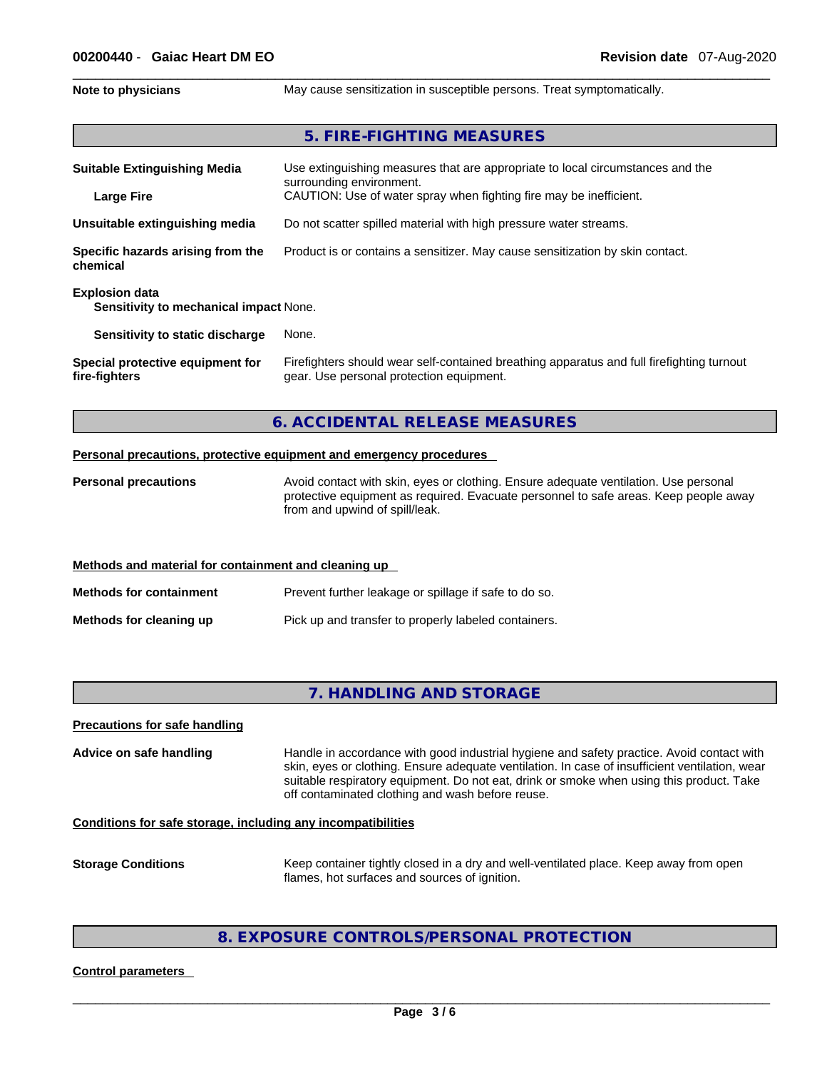**Note to physicians** May cause sensitization in susceptible persons. Treat symptomatically.

## 5. FIRE-FIGHTING MEASURES

**Suitable Extinguishing Media** Use extinguishing measures that are appropriate to local circumstances and the surrounding environment.

**Large Fire** CAUTION: Use of water spray when fighting fire may be inefficient.

**Unsuitable extinguishing media** Do not scatter spilled material with high pressure water streams.

**Specific hazards arising from the chemical** Product is or contains a sensitizer. May cause sensitization by skin contact.

**Explosion data**

**Sensitivity to mechanical impact** None.

**Sensitivity to static discharge** None.

**Special protective equipment for fire-fighters** Firefighters should wear self-contained breathing apparatus and full firefighting turnout gear. Use personal protection equipment.

## 6. ACCIDENTAL RELEASE MEASURES

**Personal precautions, protective equipment and emergency procedures**

**Personal precautions** Avoid contact with skin, eyes or clothing. Ensure adequate ventilation. Use personal protective equipment as required. Evacuate personnel to safe areas. Keep people away from and upwind of spill/leak.

**Methods and material for containment and cleaning up**

**Methods for containment** Prevent further leakage or spillage if safe to do so.

**Methods for cleaning up** Pick up and transfer to properly labeled containers.

## 7. HANDLING AND STORAGE

**Precautions for safe handling**

**Advice on safe handling** Handle in accordance with good industrial hygiene and safety practice. Avoid contact with skin, eyes or clothing. Ensure adequate ventilation. In case of insufficient ventilation, wear suitable respiratory equipment. Do not eat, drink or smoke when using this product. Take off contaminated clothing and wash before reuse.

**Conditions for safe storage, including any incompatibilities**

**Storage Conditions** Keep container tightly closed in a dry and well-ventilated place. Keep away from open flames, hot surfaces and sources of ignition.

## 8. EXPOSURE CONTROLS/PERSONAL PROTECTION

**Control parameters**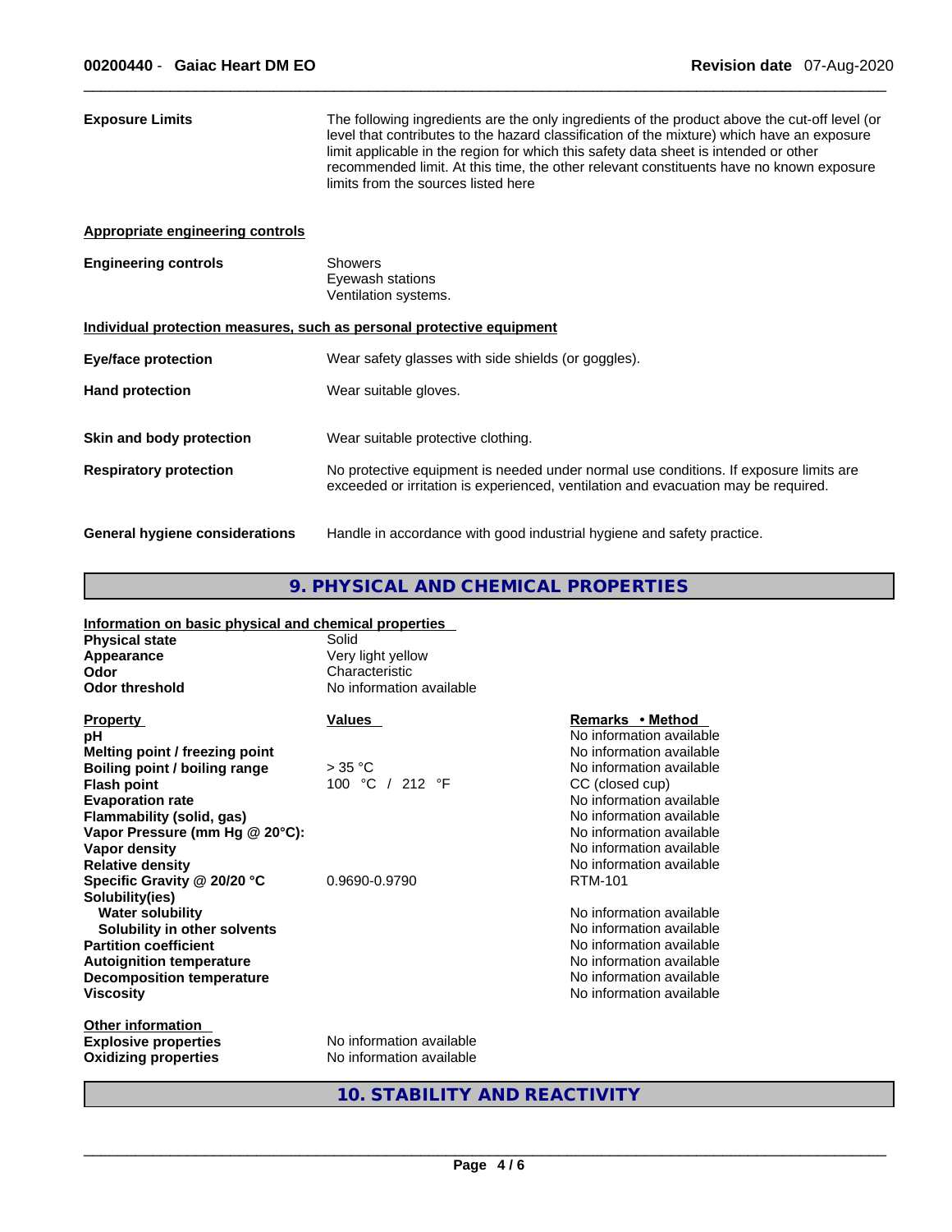**Exposure Limits**

The following ingredients are the only ingredients of the product above the cut-off level (or level that contributes to the hazard classification of the mixture) which have an exposure limit applicable in the region for which this safety data sheet is intended or other recommended limit. At this time, the other relevant constituents have no known exposure limits from the sources listed here

**Appropriate engineering controls**

| | |
|---|---|
| **Engineering controls** | Showers<br>Eyewash stations<br>Ventilation systems. |

**Individual protection measures, such as personal protective equipment**

| | |
|---|---|
| **Eye/face protection** | Wear safety glasses with side shields (or goggles). |
| **Hand protection** | Wear suitable gloves. |
| **Skin and body protection** | Wear suitable protective clothing. |
| **Respiratory protection** | No protective equipment is needed under normal use conditions. If exposure limits are exceeded or irritation is experienced, ventilation and evacuation may be required. |
| **General hygiene considerations** | Handle in accordance with good industrial hygiene and safety practice. |

## 9. PHYSICAL AND CHEMICAL PROPERTIES

**Information on basic physical and chemical properties**

| | |
|---|---|
| **Physical state** | Solid |
| **Appearance** | Very light yellow |
| **Odor** | Characteristic |
| **Odor threshold** | No information available |

| Property | Values | Remarks • Method |
|---|---|---|
| **pH** | | No information available |
| **Melting point / freezing point** | | No information available |
| **Boiling point / boiling range** | > 35 °C | No information available |
| **Flash point** | 100 °C / 212 °F | CC (closed cup) |
| **Evaporation rate** | | No information available |
| **Flammability (solid, gas)** | | No information available |
| **Vapor Pressure (mm Hg @ 20°C):** | | No information available |
| **Vapor density** | | No information available |
| **Relative density** | | No information available |
| **Specific Gravity @ 20/20 °C** | 0.9690-0.9790 | RTM-101 |
| **Solubility(ies)** | | |
| **Water solubility** | | No information available |
| **Solubility in other solvents** | | No information available |
| **Partition coefficient** | | No information available |
| **Autoignition temperature** | | No information available |
| **Decomposition temperature** | | No information available |
| **Viscosity** | | No information available |

**Other information**

| | |
|---|---|
| **Explosive properties** | No information available |
| **Oxidizing properties** | No information available |

## 10. STABILITY AND REACTIVITY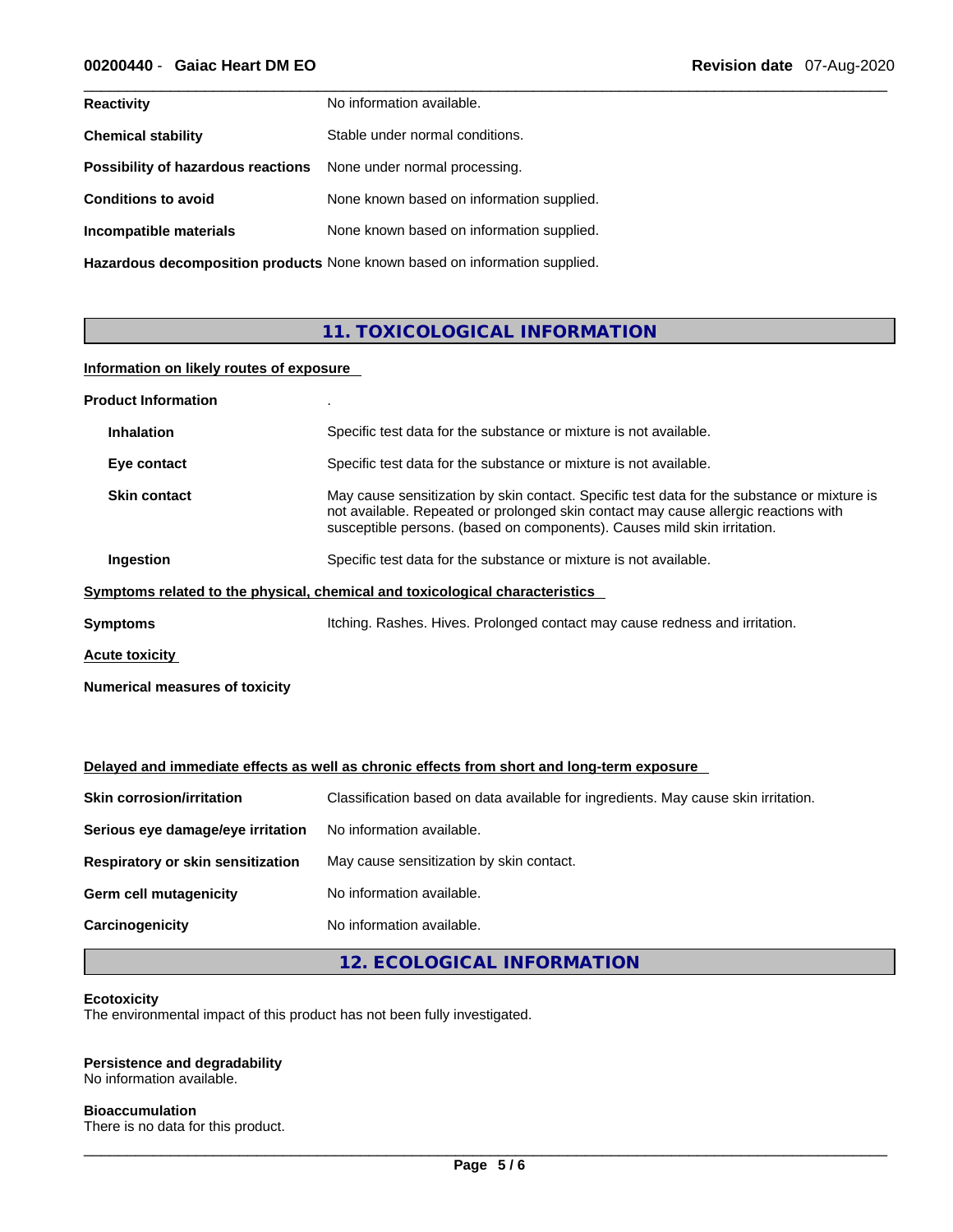| | |
|---|---|
| **Reactivity** | No information available. |
| **Chemical stability** | Stable under normal conditions. |
| **Possibility of hazardous reactions** | None under normal processing. |
| **Conditions to avoid** | None known based on information supplied. |
| **Incompatible materials** | None known based on information supplied. |
| **Hazardous decomposition products** | None known based on information supplied. |

## 11. TOXICOLOGICAL INFORMATION

**Information on likely routes of exposure**

**Product Information** .

| | |
|---|---|
| **Inhalation** | Specific test data for the substance or mixture is not available. |
| **Eye contact** | Specific test data for the substance or mixture is not available. |
| **Skin contact** | May cause sensitization by skin contact. Specific test data for the substance or mixture is not available. Repeated or prolonged skin contact may cause allergic reactions with susceptible persons. (based on components). Causes mild skin irritation. |
| **Ingestion** | Specific test data for the substance or mixture is not available. |

**Symptoms related to the physical, chemical and toxicological characteristics**

**Symptoms** Itching. Rashes. Hives. Prolonged contact may cause redness and irritation.

**Acute toxicity**

**Numerical measures of toxicity**

**Delayed and immediate effects as well as chronic effects from short and long-term exposure**

| | |
|---|---|
| **Skin corrosion/irritation** | Classification based on data available for ingredients. May cause skin irritation. |
| **Serious eye damage/eye irritation** | No information available. |
| **Respiratory or skin sensitization** | May cause sensitization by skin contact. |
| **Germ cell mutagenicity** | No information available. |
| **Carcinogenicity** | No information available. |

## 12. ECOLOGICAL INFORMATION

**Ecotoxicity**
The environmental impact of this product has not been fully investigated.

**Persistence and degradability**
No information available.

**Bioaccumulation**
There is no data for this product.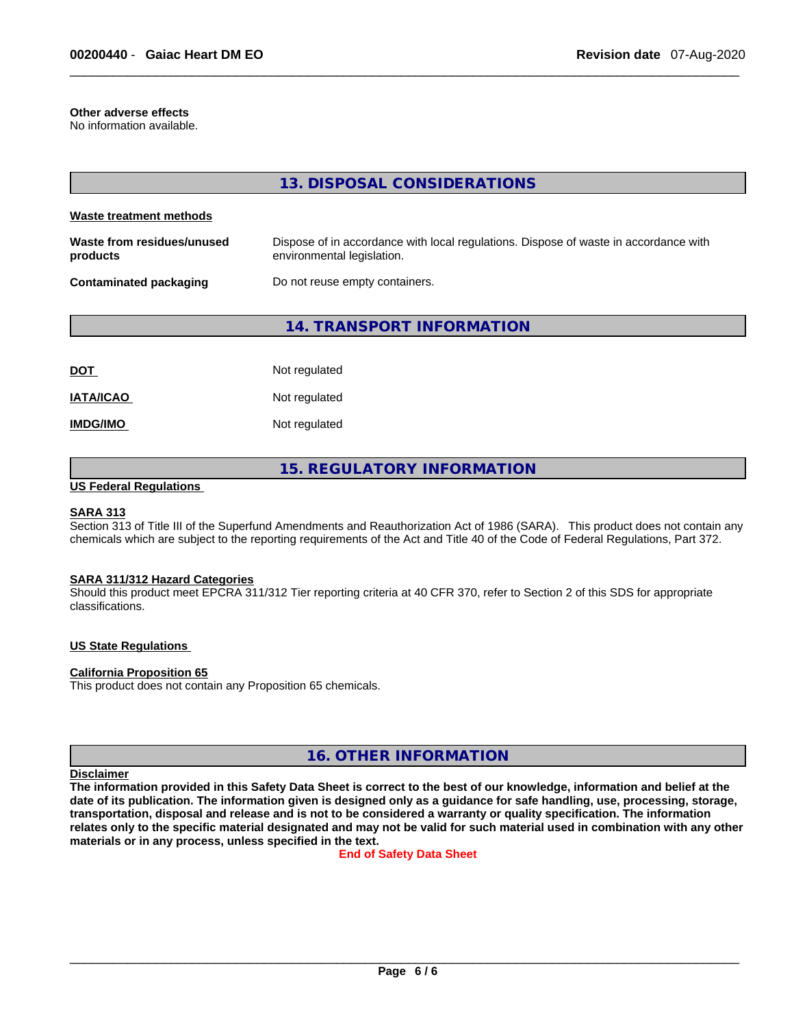**Other adverse effects**
No information available.

## 13. DISPOSAL CONSIDERATIONS

**Waste treatment methods**

| | |
|---|---|
| **Waste from residues/unused products** | Dispose of in accordance with local regulations. Dispose of waste in accordance with environmental legislation. |
| **Contaminated packaging** | Do not reuse empty containers. |

## 14. TRANSPORT INFORMATION

| | |
|---|---|
| **DOT** | Not regulated |
| **IATA/ICAO** | Not regulated |
| **IMDG/IMO** | Not regulated |

## 15. REGULATORY INFORMATION

**US Federal Regulations**

**SARA 313**
Section 313 of Title III of the Superfund Amendments and Reauthorization Act of 1986 (SARA). This product does not contain any chemicals which are subject to the reporting requirements of the Act and Title 40 of the Code of Federal Regulations, Part 372.

**SARA 311/312 Hazard Categories**
Should this product meet EPCRA 311/312 Tier reporting criteria at 40 CFR 370, refer to Section 2 of this SDS for appropriate classifications.

**US State Regulations**

**California Proposition 65**
This product does not contain any Proposition 65 chemicals.

## 16. OTHER INFORMATION

**Disclaimer**
**The information provided in this Safety Data Sheet is correct to the best of our knowledge, information and belief at the date of its publication. The information given is designed only as a guidance for safe handling, use, processing, storage, transportation, disposal and release and is not to be considered a warranty or quality specification. The information relates only to the specific material designated and may not be valid for such material used in combination with any other materials or in any process, unless specified in the text.**

**End of Safety Data Sheet**